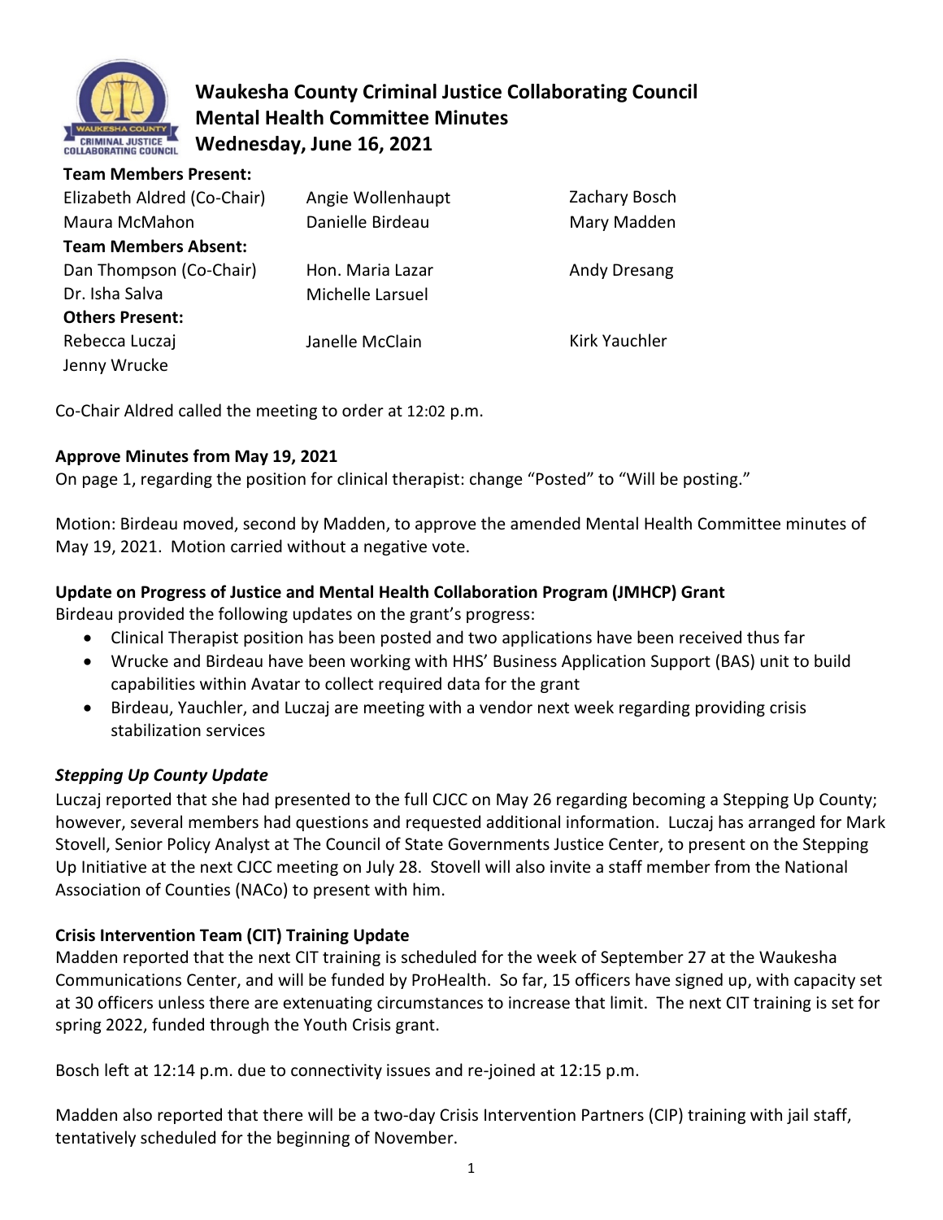# Waukesha County Criminal Justice Collaborating Council
## Mental Health Committee Minutes
### Wednesday, June 16, 2021

**Team Members Present:**

| | | |
|---|---|---|
| Elizabeth Aldred (Co-Chair) | Angie Wollenhaupt | Zachary Bosch |
| Maura McMahon | Danielle Birdeau | Mary Madden |

**Team Members Absent:**

| | | |
|---|---|---|
| Dan Thompson (Co-Chair) | Hon. Maria Lazar | Andy Dresang |
| Dr. Isha Salva | Michelle Larsuel | |

**Others Present:**

| | | |
|---|---|---|
| Rebecca Luczaj | Janelle McClain | Kirk Yauchler |
| Jenny Wrucke | | |

Co-Chair Aldred called the meeting to order at 12:02 p.m.

**Approve Minutes from May 19, 2021**

On page 1, regarding the position for clinical therapist: change "Posted" to "Will be posting."

Motion: Birdeau moved, second by Madden, to approve the amended Mental Health Committee minutes of May 19, 2021. Motion carried without a negative vote.

**Update on Progress of Justice and Mental Health Collaboration Program (JMHCP) Grant**

Birdeau provided the following updates on the grant's progress:

- Clinical Therapist position has been posted and two applications have been received thus far
- Wrucke and Birdeau have been working with HHS' Business Application Support (BAS) unit to build capabilities within Avatar to collect required data for the grant
- Birdeau, Yauchler, and Luczaj are meeting with a vendor next week regarding providing crisis stabilization services

***Stepping Up County Update***

Luczaj reported that she had presented to the full CJCC on May 26 regarding becoming a Stepping Up County; however, several members had questions and requested additional information. Luczaj has arranged for Mark Stovell, Senior Policy Analyst at The Council of State Governments Justice Center, to present on the Stepping Up Initiative at the next CJCC meeting on July 28. Stovell will also invite a staff member from the National Association of Counties (NACo) to present with him.

**Crisis Intervention Team (CIT) Training Update**

Madden reported that the next CIT training is scheduled for the week of September 27 at the Waukesha Communications Center, and will be funded by ProHealth. So far, 15 officers have signed up, with capacity set at 30 officers unless there are extenuating circumstances to increase that limit. The next CIT training is set for spring 2022, funded through the Youth Crisis grant.

Bosch left at 12:14 p.m. due to connectivity issues and re-joined at 12:15 p.m.

Madden also reported that there will be a two-day Crisis Intervention Partners (CIP) training with jail staff, tentatively scheduled for the beginning of November.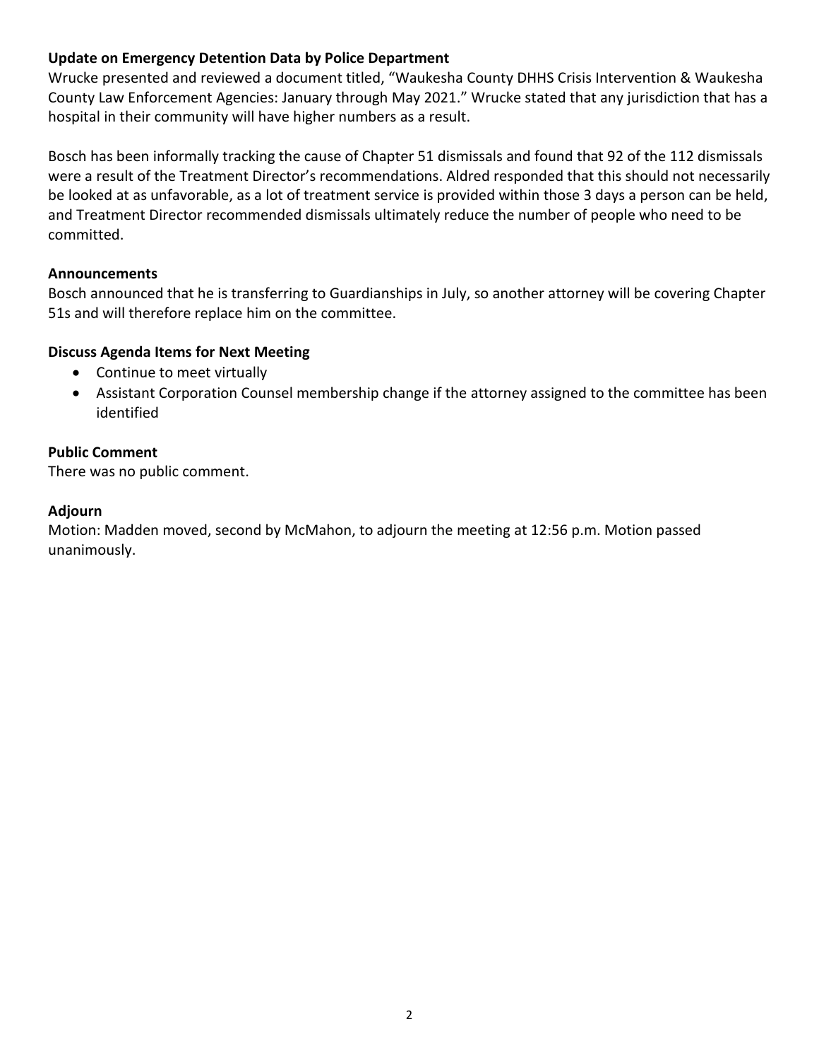### Update on Emergency Detention Data by Police Department

Wrucke presented and reviewed a document titled, "Waukesha County DHHS Crisis Intervention & Waukesha County Law Enforcement Agencies: January through May 2021." Wrucke stated that any jurisdiction that has a hospital in their community will have higher numbers as a result.

Bosch has been informally tracking the cause of Chapter 51 dismissals and found that 92 of the 112 dismissals were a result of the Treatment Director's recommendations. Aldred responded that this should not necessarily be looked at as unfavorable, as a lot of treatment service is provided within those 3 days a person can be held, and Treatment Director recommended dismissals ultimately reduce the number of people who need to be committed.

### Announcements

Bosch announced that he is transferring to Guardianships in July, so another attorney will be covering Chapter 51s and will therefore replace him on the committee.

### Discuss Agenda Items for Next Meeting

- Continue to meet virtually
- Assistant Corporation Counsel membership change if the attorney assigned to the committee has been identified

### Public Comment

There was no public comment.

### Adjourn

Motion: Madden moved, second by McMahon, to adjourn the meeting at 12:56 p.m. Motion passed unanimously.